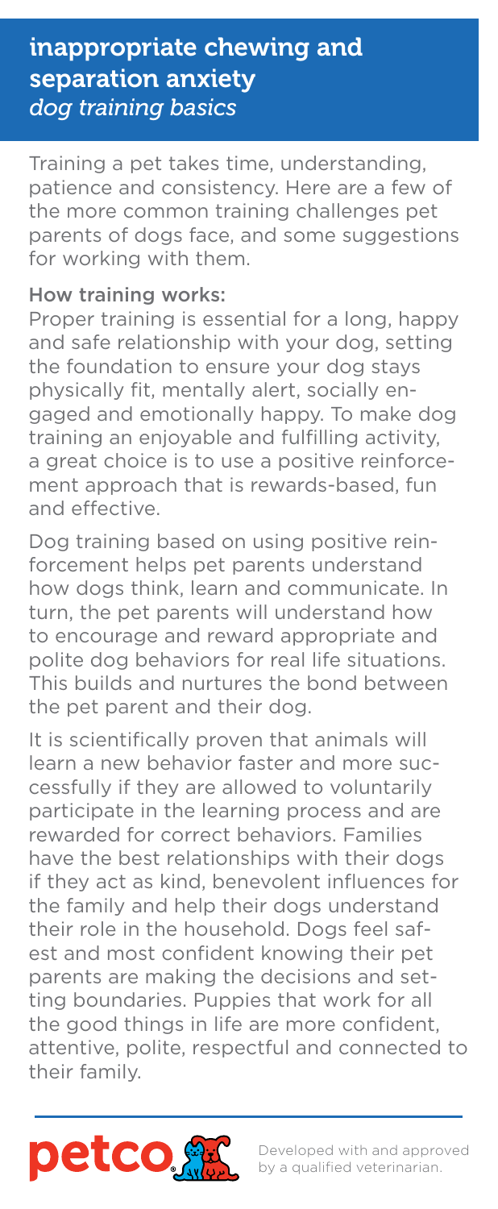# inappropriate chewing and separation anxiety
*dog training basics*

Training a pet takes time, understanding, patience and consistency. Here are a few of the more common training challenges pet parents of dogs face, and some suggestions for working with them.

## How training works:

Proper training is essential for a long, happy and safe relationship with your dog, setting the foundation to ensure your dog stays physically fit, mentally alert, socially engaged and emotionally happy. To make dog training an enjoyable and fulfilling activity, a great choice is to use a positive reinforcement approach that is rewards-based, fun and effective.

Dog training based on using positive reinforcement helps pet parents understand how dogs think, learn and communicate. In turn, the pet parents will understand how to encourage and reward appropriate and polite dog behaviors for real life situations. This builds and nurtures the bond between the pet parent and their dog.

It is scientifically proven that animals will learn a new behavior faster and more successfully if they are allowed to voluntarily participate in the learning process and are rewarded for correct behaviors. Families have the best relationships with their dogs if they act as kind, benevolent influences for the family and help their dogs understand their role in the household. Dogs feel safest and most confident knowing their pet parents are making the decisions and setting boundaries. Puppies that work for all the good things in life are more confident, attentive, polite, respectful and connected to their family.

petco

Developed with and approved by a qualified veterinarian.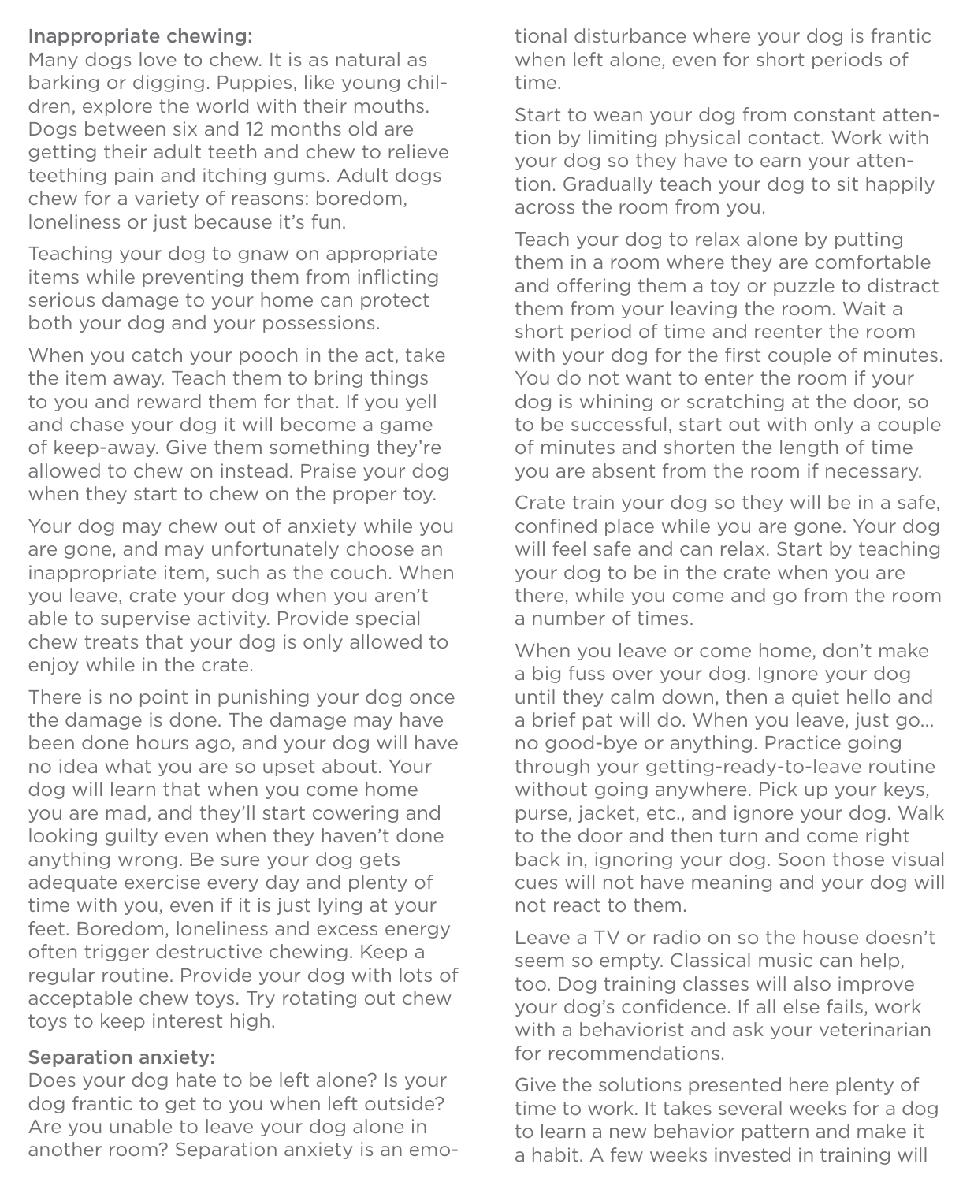### Inappropriate chewing:

Many dogs love to chew. It is as natural as barking or digging. Puppies, like young children, explore the world with their mouths. Dogs between six and 12 months old are getting their adult teeth and chew to relieve teething pain and itching gums. Adult dogs chew for a variety of reasons: boredom, loneliness or just because it's fun.

Teaching your dog to gnaw on appropriate items while preventing them from inflicting serious damage to your home can protect both your dog and your possessions.

When you catch your pooch in the act, take the item away. Teach them to bring things to you and reward them for that. If you yell and chase your dog it will become a game of keep-away. Give them something they're allowed to chew on instead. Praise your dog when they start to chew on the proper toy.

Your dog may chew out of anxiety while you are gone, and may unfortunately choose an inappropriate item, such as the couch. When you leave, crate your dog when you aren't able to supervise activity. Provide special chew treats that your dog is only allowed to enjoy while in the crate.

There is no point in punishing your dog once the damage is done. The damage may have been done hours ago, and your dog will have no idea what you are so upset about. Your dog will learn that when you come home you are mad, and they'll start cowering and looking guilty even when they haven't done anything wrong. Be sure your dog gets adequate exercise every day and plenty of time with you, even if it is just lying at your feet. Boredom, loneliness and excess energy often trigger destructive chewing. Keep a regular routine. Provide your dog with lots of acceptable chew toys. Try rotating out chew toys to keep interest high.

### Separation anxiety:

Does your dog hate to be left alone? Is your dog frantic to get to you when left outside? Are you unable to leave your dog alone in another room? Separation anxiety is an emotional disturbance where your dog is frantic when left alone, even for short periods of time.

Start to wean your dog from constant attention by limiting physical contact. Work with your dog so they have to earn your attention. Gradually teach your dog to sit happily across the room from you.

Teach your dog to relax alone by putting them in a room where they are comfortable and offering them a toy or puzzle to distract them from your leaving the room. Wait a short period of time and reenter the room with your dog for the first couple of minutes. You do not want to enter the room if your dog is whining or scratching at the door, so to be successful, start out with only a couple of minutes and shorten the length of time you are absent from the room if necessary.

Crate train your dog so they will be in a safe, confined place while you are gone. Your dog will feel safe and can relax. Start by teaching your dog to be in the crate when you are there, while you come and go from the room a number of times.

When you leave or come home, don't make a big fuss over your dog. Ignore your dog until they calm down, then a quiet hello and a brief pat will do. When you leave, just go… no good-bye or anything. Practice going through your getting-ready-to-leave routine without going anywhere. Pick up your keys, purse, jacket, etc., and ignore your dog. Walk to the door and then turn and come right back in, ignoring your dog. Soon those visual cues will not have meaning and your dog will not react to them.

Leave a TV or radio on so the house doesn't seem so empty. Classical music can help, too. Dog training classes will also improve your dog's confidence. If all else fails, work with a behaviorist and ask your veterinarian for recommendations.

Give the solutions presented here plenty of time to work. It takes several weeks for a dog to learn a new behavior pattern and make it a habit. A few weeks invested in training will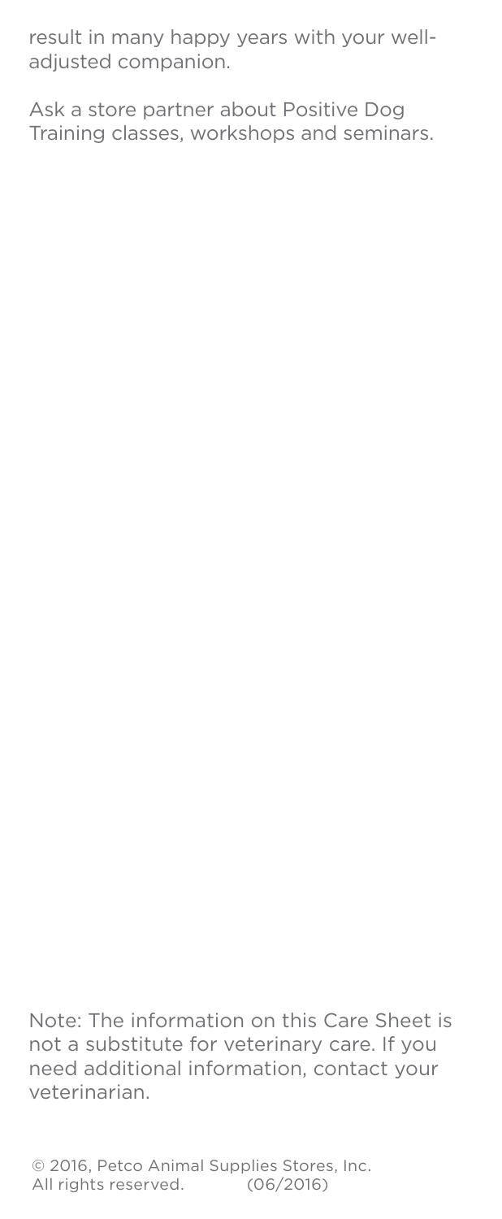result in many happy years with your well-adjusted companion.

Ask a store partner about Positive Dog Training classes, workshops and seminars.

Note: The information on this Care Sheet is not a substitute for veterinary care. If you need additional information, contact your veterinarian.

© 2016, Petco Animal Supplies Stores, Inc. All rights reserved. (06/2016)